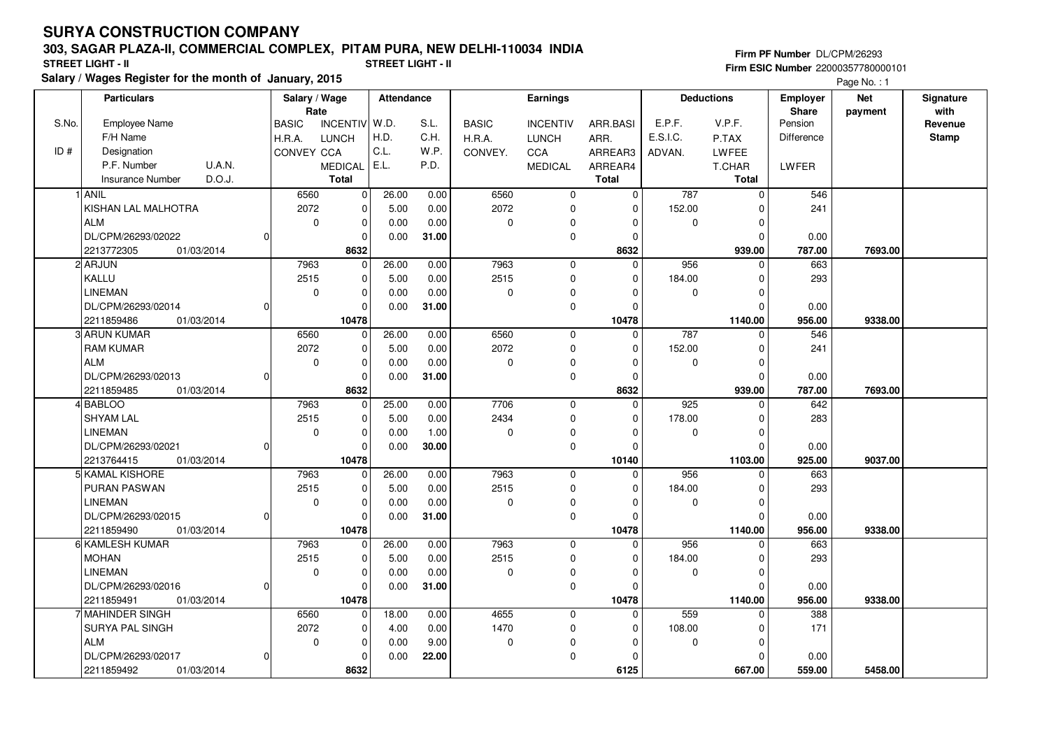# SURYA CONSTRUCTION COMPANY

## 303, SAGAR PLAZA-II, COMMERCIAL COMPLEX, PITAM PURA, NEW DELHI-110034 INDIA

**STREET LIGHT - II** **STREET LIGHT - II**

**Salary / Wages Register for the month of January, 2015**

**Firm PF Number** DL/CPM/26293
**Firm ESIC Number** 22000357780000101

| S.No. / ID # | Particulars: Employee Name / F/H Name / Designation / P.F. Number / U.A.N. / Insurance Number / D.O.J. | Salary / Wage Rate: BASIC / H.R.A. / CONVEY | INCENTIV / LUNCH / CCA / MEDICAL / Total | Attendance: W.D. / H.D. / C.L. / E.L. | S.L. / C.H. / W.P. / P.D. | Earnings: BASIC / H.R.A. / CONVEY. | INCENTIV / LUNCH / CCA / MEDICAL | ARR.BASI / ARR. / ARREAR3 / ARREAR4 / Total | Deductions: E.P.F. / E.S.I.C. / ADVAN. | V.P.F. / P.TAX / LWFEE / T.CHAR / Total | Employer Share: Pension / Difference / LWFER | Net payment | Signature with Revenue Stamp |
|---|---|---|---|---|---|---|---|---|---|---|---|---|---|
| 1 | ANIL<br>KISHAN LAL MALHOTRA<br>ALM<br>DL/CPM/26293/02022 0<br>2213772305 01/03/2014 | 6560<br>2072<br>0 | 0<br>0<br>0<br>0<br>8632 | 26.00<br>5.00<br>0.00<br>0.00 | 0.00<br>0.00<br>0.00<br>31.00 | 6560<br>2072<br>0 | 0<br>0<br>0<br>0 | 0<br>0<br>0<br>0<br>8632 | 787<br>152.00<br>0 | 0<br>0<br>0<br>0<br>939.00 | 546<br>241<br>0.00<br>787.00 | 7693.00 | |
| 2 | ARJUN<br>KALLU<br>LINEMAN<br>DL/CPM/26293/02014 0<br>2211859486 01/03/2014 | 7963<br>2515<br>0 | 0<br>0<br>0<br>0<br>10478 | 26.00<br>5.00<br>0.00<br>0.00 | 0.00<br>0.00<br>0.00<br>31.00 | 7963<br>2515<br>0 | 0<br>0<br>0<br>0 | 0<br>0<br>0<br>0<br>10478 | 956<br>184.00<br>0 | 0<br>0<br>0<br>0<br>1140.00 | 663<br>293<br>0.00<br>956.00 | 9338.00 | |
| 3 | ARUN KUMAR<br>RAM KUMAR<br>ALM<br>DL/CPM/26293/02013 0<br>2211859485 01/03/2014 | 6560<br>2072<br>0 | 0<br>0<br>0<br>0<br>8632 | 26.00<br>5.00<br>0.00<br>0.00 | 0.00<br>0.00<br>0.00<br>31.00 | 6560<br>2072<br>0 | 0<br>0<br>0<br>0 | 0<br>0<br>0<br>0<br>8632 | 787<br>152.00<br>0 | 0<br>0<br>0<br>0<br>939.00 | 546<br>241<br>0.00<br>787.00 | 7693.00 | |
| 4 | BABLOO<br>SHYAM LAL<br>LINEMAN<br>DL/CPM/26293/02021 0<br>2213764415 01/03/2014 | 7963<br>2515<br>0 | 0<br>0<br>0<br>0<br>10478 | 25.00<br>5.00<br>0.00<br>0.00 | 0.00<br>0.00<br>1.00<br>30.00 | 7706<br>2434<br>0 | 0<br>0<br>0<br>0 | 0<br>0<br>0<br>0<br>10140 | 925<br>178.00<br>0 | 0<br>0<br>0<br>0<br>1103.00 | 642<br>283<br>0.00<br>925.00 | 9037.00 | |
| 5 | KAMAL KISHORE<br>PURAN PASWAN<br>LINEMAN<br>DL/CPM/26293/02015 0<br>2211859490 01/03/2014 | 7963<br>2515<br>0 | 0<br>0<br>0<br>0<br>10478 | 26.00<br>5.00<br>0.00<br>0.00 | 0.00<br>0.00<br>0.00<br>31.00 | 7963<br>2515<br>0 | 0<br>0<br>0<br>0 | 0<br>0<br>0<br>0<br>10478 | 956<br>184.00<br>0 | 0<br>0<br>0<br>0<br>1140.00 | 663<br>293<br>0.00<br>956.00 | 9338.00 | |
| 6 | KAMLESH KUMAR<br>MOHAN<br>LINEMAN<br>DL/CPM/26293/02016 0<br>2211859491 01/03/2014 | 7963<br>2515<br>0 | 0<br>0<br>0<br>0<br>10478 | 26.00<br>5.00<br>0.00<br>0.00 | 0.00<br>0.00<br>0.00<br>31.00 | 7963<br>2515<br>0 | 0<br>0<br>0<br>0 | 0<br>0<br>0<br>0<br>10478 | 956<br>184.00<br>0 | 0<br>0<br>0<br>0<br>1140.00 | 663<br>293<br>0.00<br>956.00 | 9338.00 | |
| 7 | MAHINDER SINGH<br>SURYA PAL SINGH<br>ALM<br>DL/CPM/26293/02017 0<br>2211859492 01/03/2014 | 6560<br>2072<br>0 | 0<br>0<br>0<br>0<br>8632 | 18.00<br>4.00<br>0.00<br>0.00 | 0.00<br>0.00<br>9.00<br>22.00 | 4655<br>1470<br>0 | 0<br>0<br>0<br>0 | 0<br>0<br>0<br>0<br>6125 | 559<br>108.00<br>0 | 0<br>0<br>0<br>0<br>667.00 | 388<br>171<br>0.00<br>559.00 | 5458.00 | |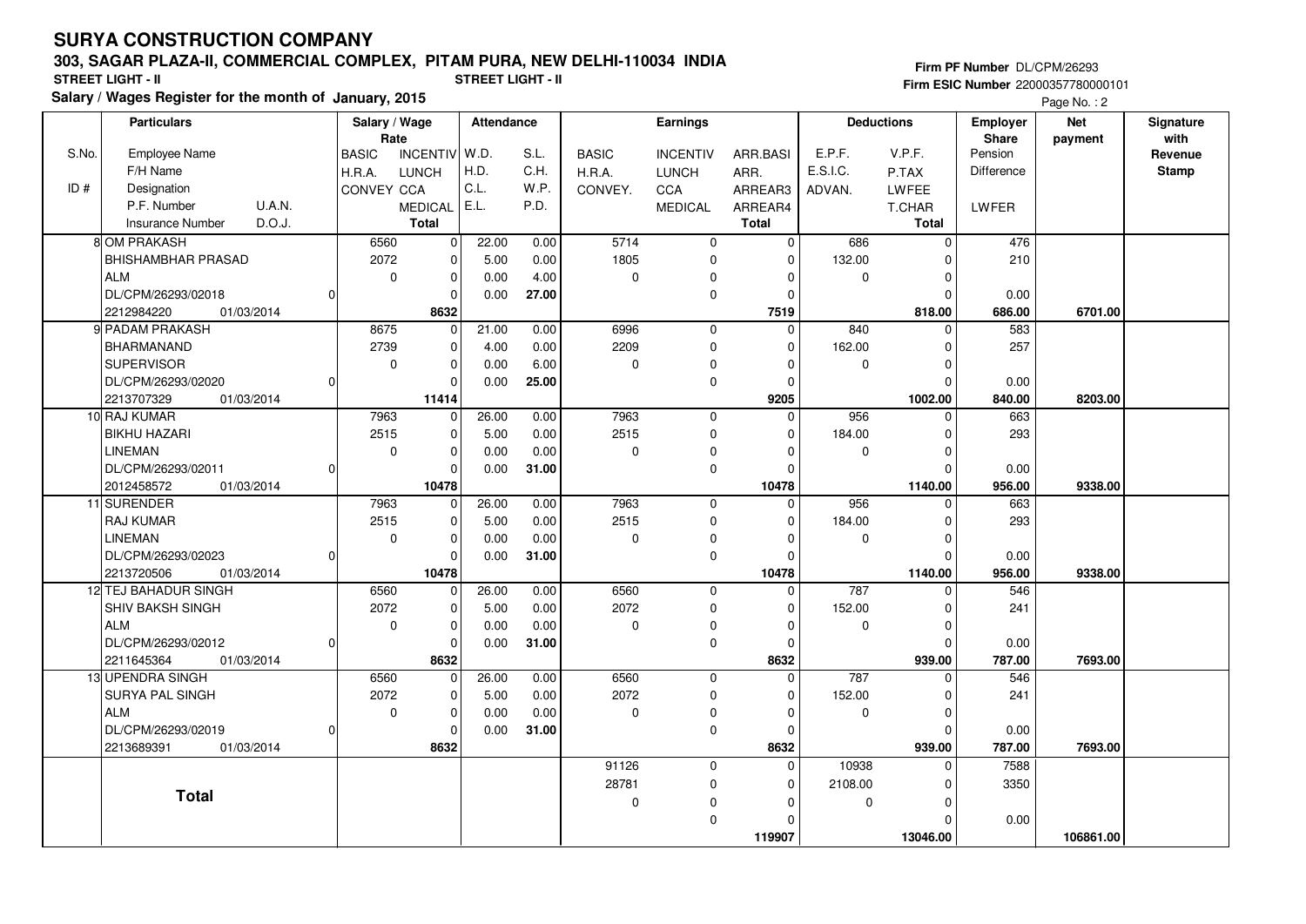# SURYA CONSTRUCTION COMPANY

## 303, SAGAR PLAZA-II, COMMERCIAL COMPLEX, PITAM PURA, NEW DELHI-110034 INDIA

STREET LIGHT - II

STREET LIGHT - II

**Salary / Wages Register for the month of January, 2015**

Firm PF Number DL/CPM/26293

Firm ESIC Number 22000357780000101

Page No. : 2

| S.No. / ID # | Particulars (Employee Name / F/H Name / Designation / P.F. Number / U.A.N. / Insurance Number / D.O.J.) | Salary / Wage Rate (BASIC / H.R.A. / CONVEY) | (INCENTIV / LUNCH / CCA / MEDICAL / Total) | Attendance (W.D. / H.D. / C.L. / E.L.) | (S.L. / C.H. / W.P. / P.D.) | Earnings (BASIC / H.R.A. / CONVEY.) | (INCENTIV / LUNCH / CCA / MEDICAL) | (ARR.BASI / ARR. / ARREAR3 / ARREAR4 / Total) | Deductions (E.P.F. / E.S.I.C. / ADVAN.) | (V.P.F. / P.TAX / LWFEE / T.CHAR / Total) | Employer Share (Pension / Difference / LWFER) | Net payment | Signature with Revenue Stamp |
|---|---|---|---|---|---|---|---|---|---|---|---|---|---|
| 8 | OM PRAKASH / BHISHAMBHAR PRASAD / ALM / DL/CPM/26293/02018 / 0 / 2212984220 / 01/03/2014 | 6560 / 2072 / 0 | 0 / 0 / 0 / 0 / **8632** | 22.00 / 5.00 / 0.00 / 0.00 | 0.00 / 0.00 / 4.00 / **27.00** | 5714 / 1805 / 0 | 0 / 0 / 0 / 0 | 0 / 0 / 0 / 0 / **7519** | 686 / 132.00 / 0 | 0 / 0 / 0 / 0 / **818.00** | 476 / 210 / 0.00 / **686.00** | **6701.00** | |
| 9 | PADAM PRAKASH / BHARMANAND / SUPERVISOR / DL/CPM/26293/02020 / 0 / 2213707329 / 01/03/2014 | 8675 / 2739 / 0 | 0 / 0 / 0 / 0 / **11414** | 21.00 / 4.00 / 0.00 / 0.00 | 0.00 / 0.00 / 6.00 / **25.00** | 6996 / 2209 / 0 | 0 / 0 / 0 / 0 | 0 / 0 / 0 / 0 / **9205** | 840 / 162.00 / 0 | 0 / 0 / 0 / 0 / **1002.00** | 583 / 257 / 0.00 / **840.00** | **8203.00** | |
| 10 | RAJ KUMAR / BIKHU HAZARI / LINEMAN / DL/CPM/26293/02011 / 0 / 2012458572 / 01/03/2014 | 7963 / 2515 / 0 | 0 / 0 / 0 / 0 / **10478** | 26.00 / 5.00 / 0.00 / 0.00 | 0.00 / 0.00 / 0.00 / **31.00** | 7963 / 2515 / 0 | 0 / 0 / 0 / 0 | 0 / 0 / 0 / 0 / **10478** | 956 / 184.00 / 0 | 0 / 0 / 0 / 0 / **1140.00** | 663 / 293 / 0.00 / **956.00** | **9338.00** | |
| 11 | SURENDER / RAJ KUMAR / LINEMAN / DL/CPM/26293/02023 / 0 / 2213720506 / 01/03/2014 | 7963 / 2515 / 0 | 0 / 0 / 0 / 0 / **10478** | 26.00 / 5.00 / 0.00 / 0.00 | 0.00 / 0.00 / 0.00 / **31.00** | 7963 / 2515 / 0 | 0 / 0 / 0 / 0 | 0 / 0 / 0 / 0 / **10478** | 956 / 184.00 / 0 | 0 / 0 / 0 / 0 / **1140.00** | 663 / 293 / 0.00 / **956.00** | **9338.00** | |
| 12 | TEJ BAHADUR SINGH / SHIV BAKSH SINGH / ALM / DL/CPM/26293/02012 / 0 / 2211645364 / 01/03/2014 | 6560 / 2072 / 0 | 0 / 0 / 0 / 0 / **8632** | 26.00 / 5.00 / 0.00 / 0.00 | 0.00 / 0.00 / 0.00 / **31.00** | 6560 / 2072 / 0 | 0 / 0 / 0 / 0 | 0 / 0 / 0 / 0 / **8632** | 787 / 152.00 / 0 | 0 / 0 / 0 / 0 / **939.00** | 546 / 241 / 0.00 / **787.00** | **7693.00** | |
| 13 | UPENDRA SINGH / SURYA PAL SINGH / ALM / DL/CPM/26293/02019 / 0 / 2213689391 / 01/03/2014 | 6560 / 2072 / 0 | 0 / 0 / 0 / 0 / **8632** | 26.00 / 5.00 / 0.00 / 0.00 | 0.00 / 0.00 / 0.00 / **31.00** | 6560 / 2072 / 0 | 0 / 0 / 0 / 0 | 0 / 0 / 0 / 0 / **8632** | 787 / 152.00 / 0 | 0 / 0 / 0 / 0 / **939.00** | 546 / 241 / 0.00 / **787.00** | **7693.00** | |
| | **Total** | | | | | 91126 / 28781 / 0 | 0 / 0 / 0 / 0 | 0 / 0 / 0 / 0 / **119907** | 10938 / 2108.00 / 0 | 0 / 0 / 0 / 0 / **13046.00** | 7588 / 3350 / 0.00 | **106861.00** | |